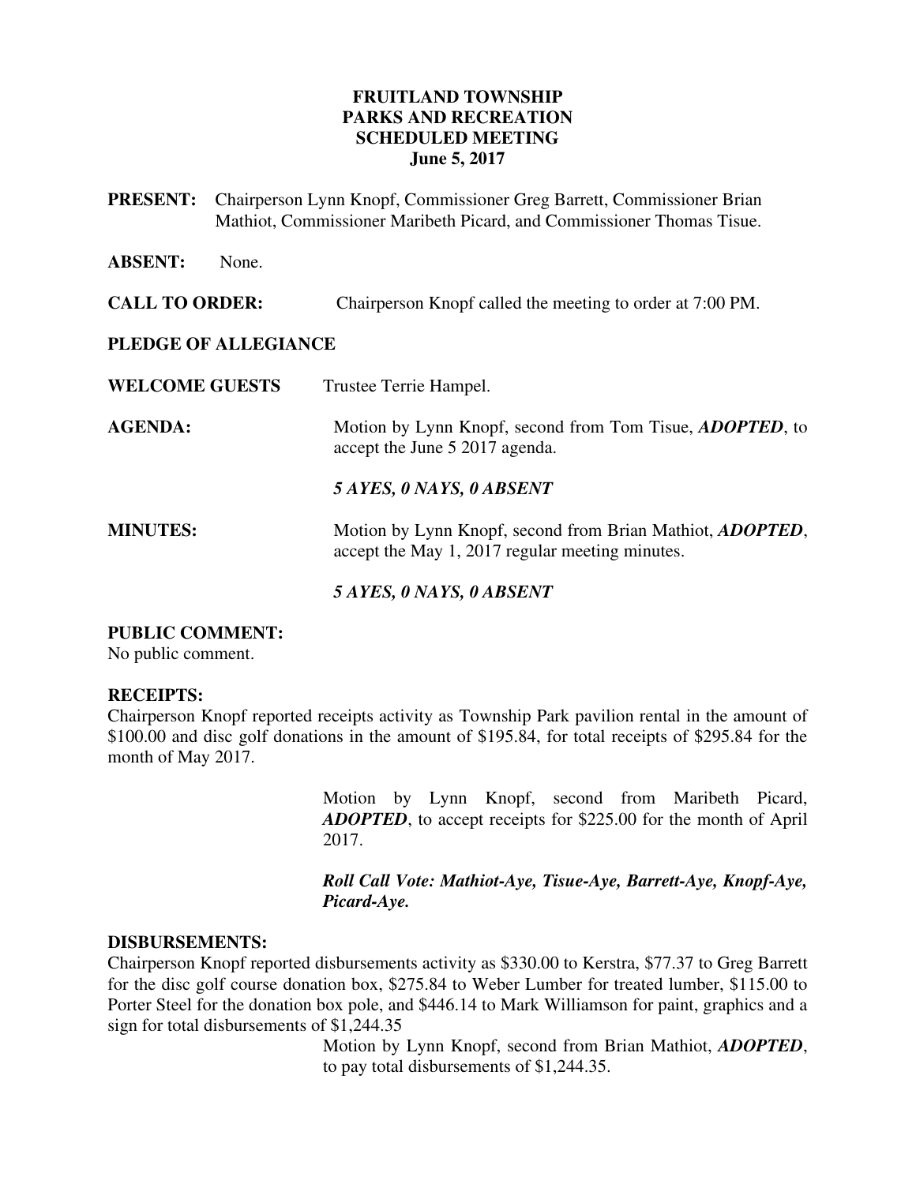**FRUITLAND TOWNSHIP**
**PARKS AND RECREATION**
**SCHEDULED MEETING**
**June 5, 2017**

**PRESENT:** Chairperson Lynn Knopf, Commissioner Greg Barrett, Commissioner Brian Mathiot, Commissioner Maribeth Picard, and Commissioner Thomas Tisue.

**ABSENT:** None.

**CALL TO ORDER:** Chairperson Knopf called the meeting to order at 7:00 PM.

**PLEDGE OF ALLEGIANCE**

**WELCOME GUESTS** Trustee Terrie Hampel.

**AGENDA:** Motion by Lynn Knopf, second from Tom Tisue, ***ADOPTED***, to accept the June 5 2017 agenda.

***5 AYES, 0 NAYS, 0 ABSENT***

**MINUTES:** Motion by Lynn Knopf, second from Brian Mathiot, ***ADOPTED***, accept the May 1, 2017 regular meeting minutes.

***5 AYES, 0 NAYS, 0 ABSENT***

**PUBLIC COMMENT:**
No public comment.

**RECEIPTS:**
Chairperson Knopf reported receipts activity as Township Park pavilion rental in the amount of $100.00 and disc golf donations in the amount of $195.84, for total receipts of $295.84 for the month of May 2017.

Motion by Lynn Knopf, second from Maribeth Picard, ***ADOPTED***, to accept receipts for $225.00 for the month of April 2017.

***Roll Call Vote: Mathiot-Aye, Tisue-Aye, Barrett-Aye, Knopf-Aye, Picard-Aye.***

**DISBURSEMENTS:**
Chairperson Knopf reported disbursements activity as $330.00 to Kerstra, $77.37 to Greg Barrett for the disc golf course donation box, $275.84 to Weber Lumber for treated lumber, $115.00 to Porter Steel for the donation box pole, and $446.14 to Mark Williamson for paint, graphics and a sign for total disbursements of $1,244.35

Motion by Lynn Knopf, second from Brian Mathiot, ***ADOPTED***, to pay total disbursements of $1,244.35.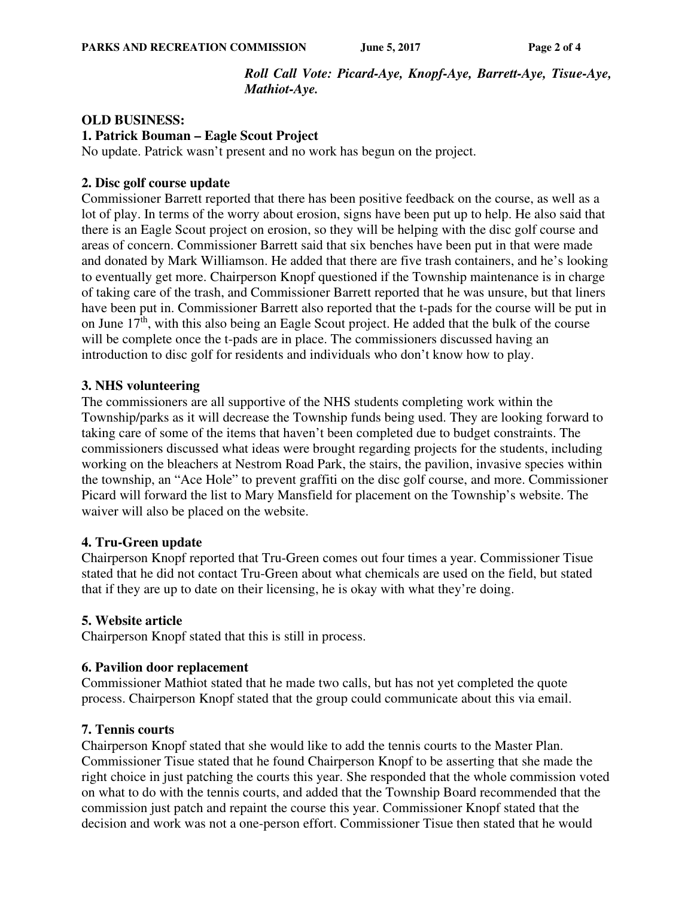*Roll Call Vote: Picard-Aye, Knopf-Aye, Barrett-Aye, Tisue-Aye, Mathiot-Aye.*

**OLD BUSINESS:**

**1. Patrick Bouman – Eagle Scout Project**

No update. Patrick wasn't present and no work has begun on the project.

**2. Disc golf course update**

Commissioner Barrett reported that there has been positive feedback on the course, as well as a lot of play. In terms of the worry about erosion, signs have been put up to help. He also said that there is an Eagle Scout project on erosion, so they will be helping with the disc golf course and areas of concern. Commissioner Barrett said that six benches have been put in that were made and donated by Mark Williamson. He added that there are five trash containers, and he's looking to eventually get more. Chairperson Knopf questioned if the Township maintenance is in charge of taking care of the trash, and Commissioner Barrett reported that he was unsure, but that liners have been put in. Commissioner Barrett also reported that the t-pads for the course will be put in on June 17th, with this also being an Eagle Scout project. He added that the bulk of the course will be complete once the t-pads are in place. The commissioners discussed having an introduction to disc golf for residents and individuals who don't know how to play.

**3. NHS volunteering**

The commissioners are all supportive of the NHS students completing work within the Township/parks as it will decrease the Township funds being used. They are looking forward to taking care of some of the items that haven't been completed due to budget constraints. The commissioners discussed what ideas were brought regarding projects for the students, including working on the bleachers at Nestrom Road Park, the stairs, the pavilion, invasive species within the township, an "Ace Hole" to prevent graffiti on the disc golf course, and more. Commissioner Picard will forward the list to Mary Mansfield for placement on the Township's website. The waiver will also be placed on the website.

**4. Tru-Green update**

Chairperson Knopf reported that Tru-Green comes out four times a year. Commissioner Tisue stated that he did not contact Tru-Green about what chemicals are used on the field, but stated that if they are up to date on their licensing, he is okay with what they're doing.

**5. Website article**

Chairperson Knopf stated that this is still in process.

**6. Pavilion door replacement**

Commissioner Mathiot stated that he made two calls, but has not yet completed the quote process. Chairperson Knopf stated that the group could communicate about this via email.

**7. Tennis courts**

Chairperson Knopf stated that she would like to add the tennis courts to the Master Plan. Commissioner Tisue stated that he found Chairperson Knopf to be asserting that she made the right choice in just patching the courts this year. She responded that the whole commission voted on what to do with the tennis courts, and added that the Township Board recommended that the commission just patch and repaint the course this year. Commissioner Knopf stated that the decision and work was not a one-person effort. Commissioner Tisue then stated that he would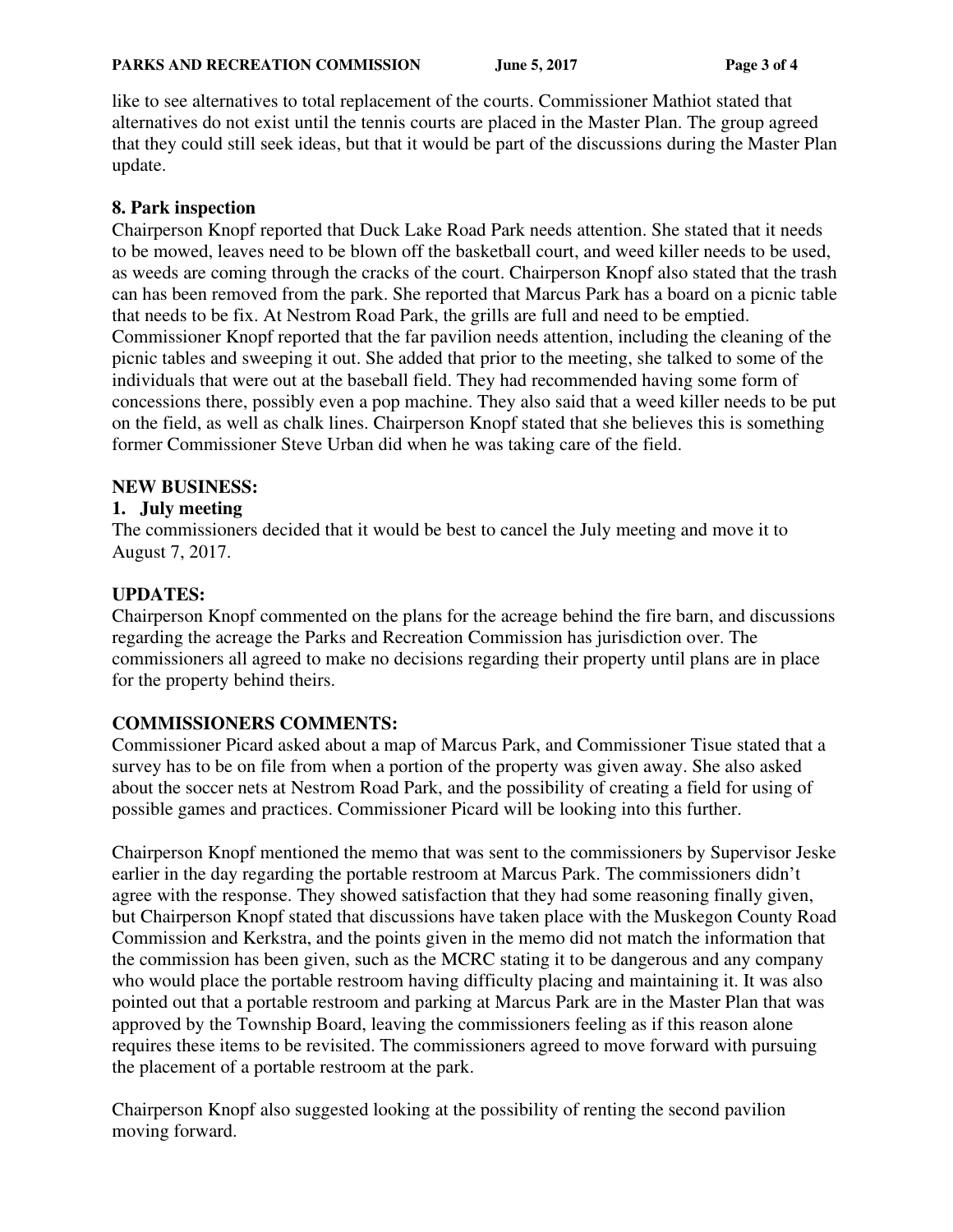like to see alternatives to total replacement of the courts. Commissioner Mathiot stated that alternatives do not exist until the tennis courts are placed in the Master Plan. The group agreed that they could still seek ideas, but that it would be part of the discussions during the Master Plan update.

**8. Park inspection**

Chairperson Knopf reported that Duck Lake Road Park needs attention. She stated that it needs to be mowed, leaves need to be blown off the basketball court, and weed killer needs to be used, as weeds are coming through the cracks of the court. Chairperson Knopf also stated that the trash can has been removed from the park. She reported that Marcus Park has a board on a picnic table that needs to be fix. At Nestrom Road Park, the grills are full and need to be emptied. Commissioner Knopf reported that the far pavilion needs attention, including the cleaning of the picnic tables and sweeping it out. She added that prior to the meeting, she talked to some of the individuals that were out at the baseball field. They had recommended having some form of concessions there, possibly even a pop machine. They also said that a weed killer needs to be put on the field, as well as chalk lines. Chairperson Knopf stated that she believes this is something former Commissioner Steve Urban did when he was taking care of the field.

**NEW BUSINESS:**

**1. July meeting**

The commissioners decided that it would be best to cancel the July meeting and move it to August 7, 2017.

**UPDATES:**

Chairperson Knopf commented on the plans for the acreage behind the fire barn, and discussions regarding the acreage the Parks and Recreation Commission has jurisdiction over. The commissioners all agreed to make no decisions regarding their property until plans are in place for the property behind theirs.

**COMMISSIONERS COMMENTS:**

Commissioner Picard asked about a map of Marcus Park, and Commissioner Tisue stated that a survey has to be on file from when a portion of the property was given away. She also asked about the soccer nets at Nestrom Road Park, and the possibility of creating a field for using of possible games and practices. Commissioner Picard will be looking into this further.

Chairperson Knopf mentioned the memo that was sent to the commissioners by Supervisor Jeske earlier in the day regarding the portable restroom at Marcus Park. The commissioners didn't agree with the response. They showed satisfaction that they had some reasoning finally given, but Chairperson Knopf stated that discussions have taken place with the Muskegon County Road Commission and Kerkstra, and the points given in the memo did not match the information that the commission has been given, such as the MCRC stating it to be dangerous and any company who would place the portable restroom having difficulty placing and maintaining it. It was also pointed out that a portable restroom and parking at Marcus Park are in the Master Plan that was approved by the Township Board, leaving the commissioners feeling as if this reason alone requires these items to be revisited. The commissioners agreed to move forward with pursuing the placement of a portable restroom at the park.

Chairperson Knopf also suggested looking at the possibility of renting the second pavilion moving forward.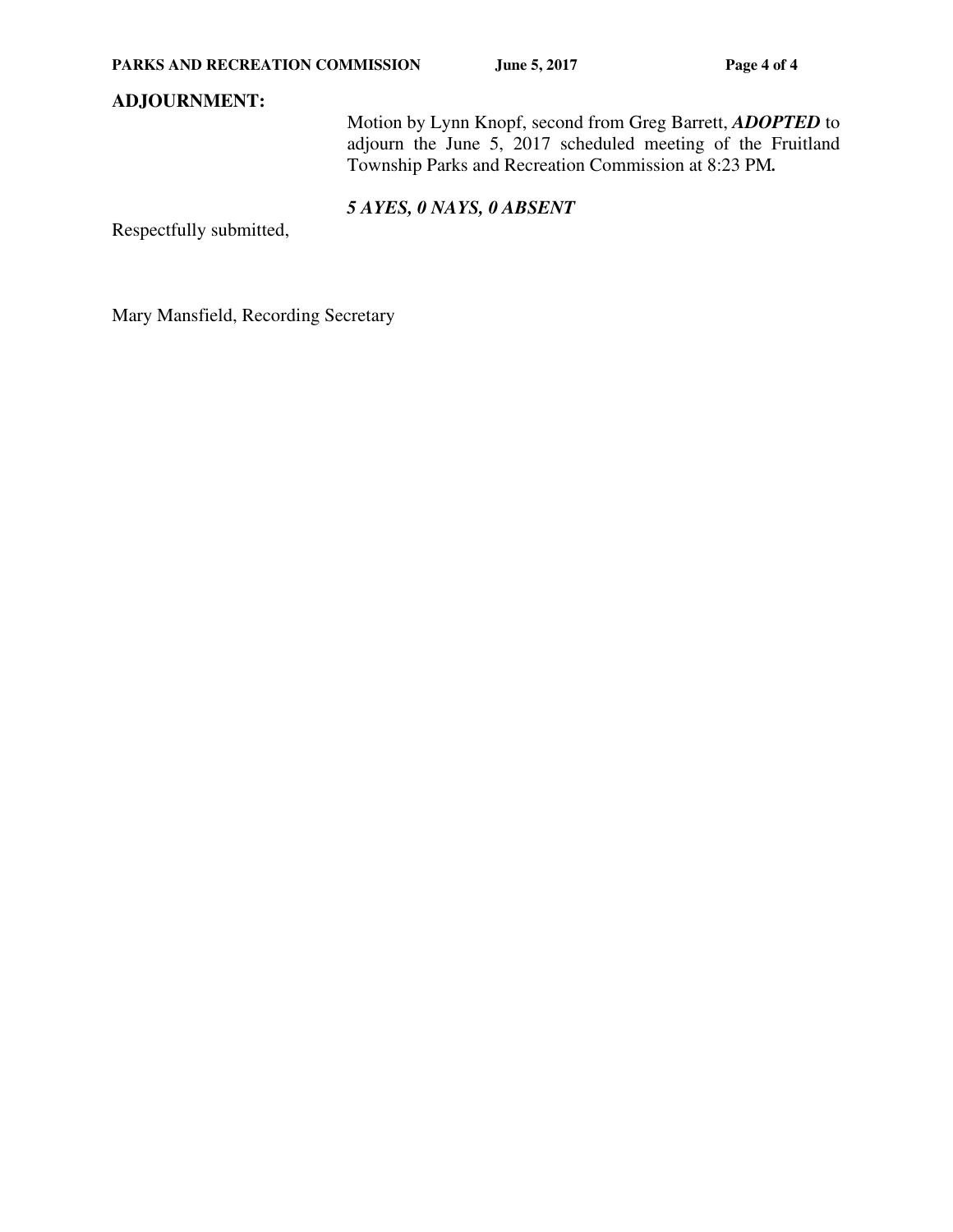## ADJOURNMENT:

Motion by Lynn Knopf, second from Greg Barrett, ***ADOPTED*** to adjourn the June 5, 2017 scheduled meeting of the Fruitland Township Parks and Recreation Commission at 8:23 PM**.**

***5 AYES, 0 NAYS, 0 ABSENT***

Respectfully submitted,

Mary Mansfield, Recording Secretary